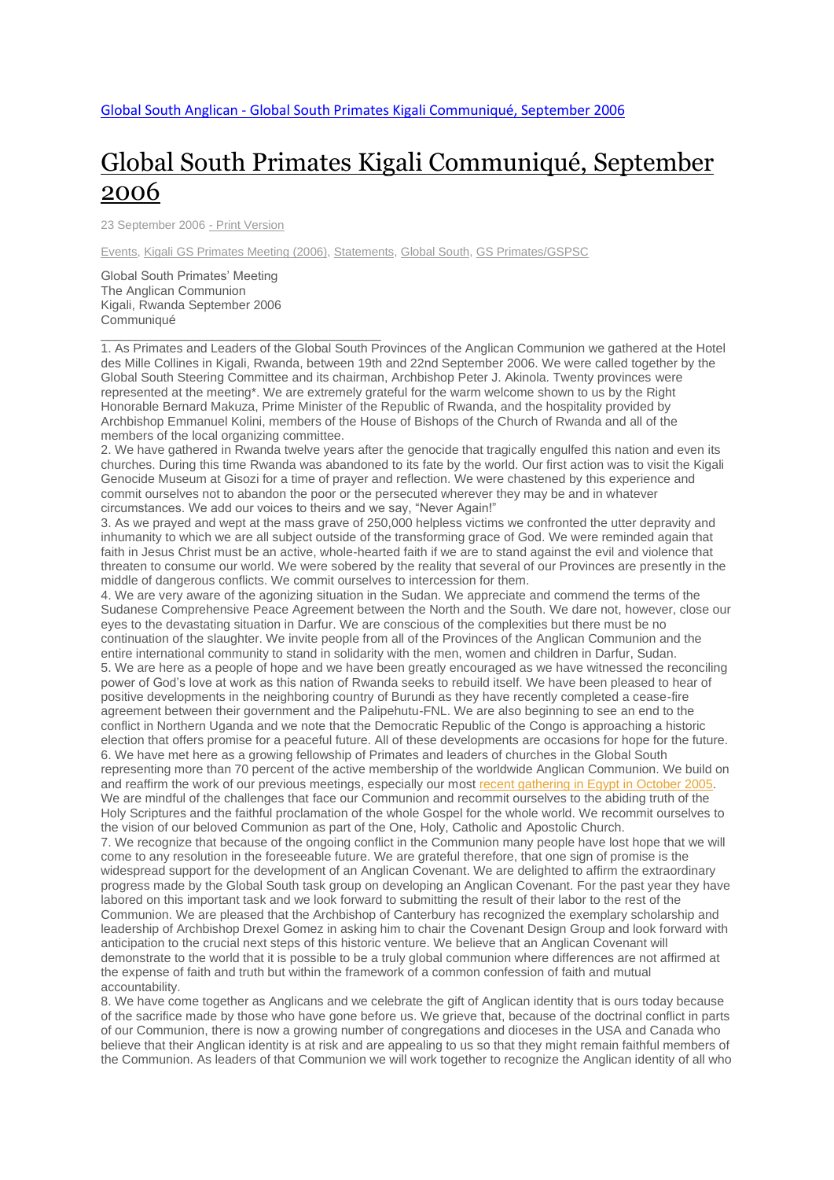[Global South Anglican - Global South Primates Kigali Communiqué, September 2006](#)

# Global South Primates Kigali Communiqué, September 2006

23 September 2006 - Print Version

Events, Kigali GS Primates Meeting (2006), Statements, Global South, GS Primates/GSPSC

Global South Primates' Meeting
The Anglican Communion
Kigali, Rwanda September 2006
Communiqué

---

1. As Primates and Leaders of the Global South Provinces of the Anglican Communion we gathered at the Hotel des Mille Collines in Kigali, Rwanda, between 19th and 22nd September 2006. We were called together by the Global South Steering Committee and its chairman, Archbishop Peter J. Akinola. Twenty provinces were represented at the meeting*. We are extremely grateful for the warm welcome shown to us by the Right Honorable Bernard Makuza, Prime Minister of the Republic of Rwanda, and the hospitality provided by Archbishop Emmanuel Kolini, members of the House of Bishops of the Church of Rwanda and all of the members of the local organizing committee.
2. We have gathered in Rwanda twelve years after the genocide that tragically engulfed this nation and even its churches. During this time Rwanda was abandoned to its fate by the world. Our first action was to visit the Kigali Genocide Museum at Gisozi for a time of prayer and reflection. We were chastened by this experience and commit ourselves not to abandon the poor or the persecuted wherever they may be and in whatever circumstances. We add our voices to theirs and we say, "Never Again!"
3. As we prayed and wept at the mass grave of 250,000 helpless victims we confronted the utter depravity and inhumanity to which we are all subject outside of the transforming grace of God. We were reminded again that faith in Jesus Christ must be an active, whole-hearted faith if we are to stand against the evil and violence that threaten to consume our world. We were sobered by the reality that several of our Provinces are presently in the middle of dangerous conflicts. We commit ourselves to intercession for them.
4. We are very aware of the agonizing situation in the Sudan. We appreciate and commend the terms of the Sudanese Comprehensive Peace Agreement between the North and the South. We dare not, however, close our eyes to the devastating situation in Darfur. We are conscious of the complexities but there must be no continuation of the slaughter. We invite people from all of the Provinces of the Anglican Communion and the entire international community to stand in solidarity with the men, women and children in Darfur, Sudan.
5. We are here as a people of hope and we have been greatly encouraged as we have witnessed the reconciling power of God's love at work as this nation of Rwanda seeks to rebuild itself. We have been pleased to hear of positive developments in the neighboring country of Burundi as they have recently completed a cease-fire agreement between their government and the Palipehutu-FNL. We are also beginning to see an end to the conflict in Northern Uganda and we note that the Democratic Republic of the Congo is approaching a historic election that offers promise for a peaceful future. All of these developments are occasions for hope for the future.
6. We have met here as a growing fellowship of Primates and leaders of churches in the Global South representing more than 70 percent of the active membership of the worldwide Anglican Communion. We build on and reaffirm the work of our previous meetings, especially our most recent gathering in Egypt in October 2005. We are mindful of the challenges that face our Communion and recommit ourselves to the abiding truth of the Holy Scriptures and the faithful proclamation of the whole Gospel for the whole world. We recommit ourselves to the vision of our beloved Communion as part of the One, Holy, Catholic and Apostolic Church.
7. We recognize that because of the ongoing conflict in the Communion many people have lost hope that we will come to any resolution in the foreseeable future. We are grateful therefore, that one sign of promise is the widespread support for the development of an Anglican Covenant. We are delighted to affirm the extraordinary progress made by the Global South task group on developing an Anglican Covenant. For the past year they have labored on this important task and we look forward to submitting the result of their labor to the rest of the Communion. We are pleased that the Archbishop of Canterbury has recognized the exemplary scholarship and leadership of Archbishop Drexel Gomez in asking him to chair the Covenant Design Group and look forward with anticipation to the crucial next steps of this historic venture. We believe that an Anglican Covenant will demonstrate to the world that it is possible to be a truly global communion where differences are not affirmed at the expense of faith and truth but within the framework of a common confession of faith and mutual accountability.
8. We have come together as Anglicans and we celebrate the gift of Anglican identity that is ours today because of the sacrifice made by those who have gone before us. We grieve that, because of the doctrinal conflict in parts of our Communion, there is now a growing number of congregations and dioceses in the USA and Canada who believe that their Anglican identity is at risk and are appealing to us so that they might remain faithful members of the Communion. As leaders of that Communion we will work together to recognize the Anglican identity of all who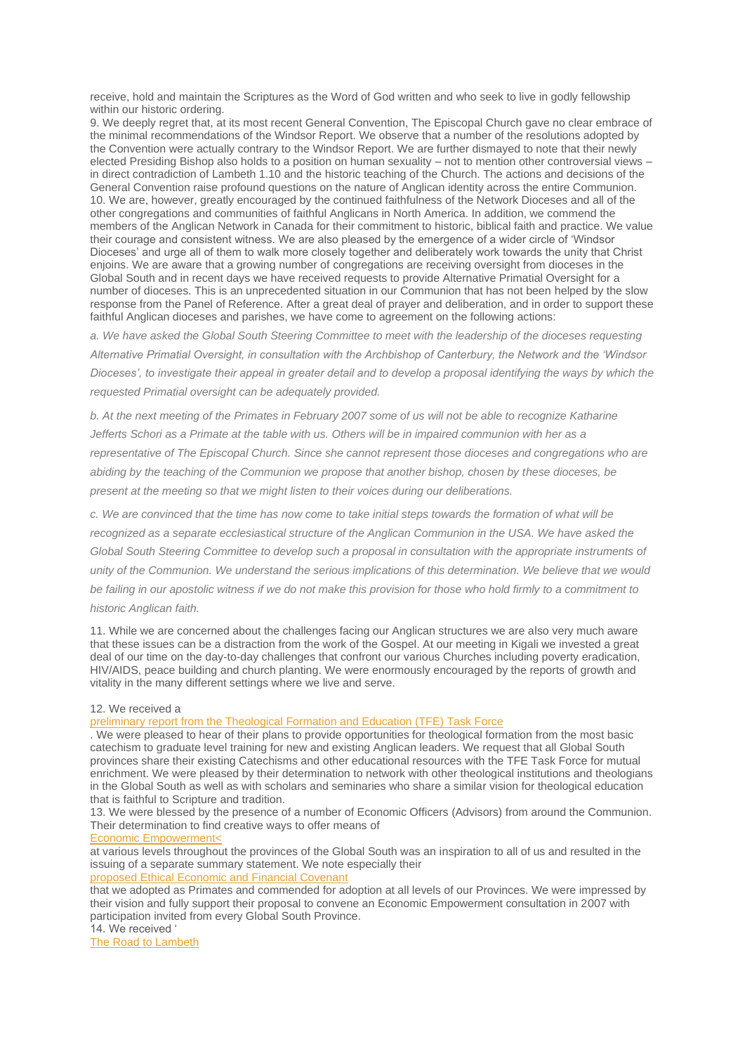receive, hold and maintain the Scriptures as the Word of God written and who seek to live in godly fellowship within our historic ordering.

9. We deeply regret that, at its most recent General Convention, The Episcopal Church gave no clear embrace of the minimal recommendations of the Windsor Report. We observe that a number of the resolutions adopted by the Convention were actually contrary to the Windsor Report. We are further dismayed to note that their newly elected Presiding Bishop also holds to a position on human sexuality – not to mention other controversial views – in direct contradiction of Lambeth 1.10 and the historic teaching of the Church. The actions and decisions of the General Convention raise profound questions on the nature of Anglican identity across the entire Communion.

10. We are, however, greatly encouraged by the continued faithfulness of the Network Dioceses and all of the other congregations and communities of faithful Anglicans in North America. In addition, we commend the members of the Anglican Network in Canada for their commitment to historic, biblical faith and practice. We value their courage and consistent witness. We are also pleased by the emergence of a wider circle of 'Windsor Dioceses' and urge all of them to walk more closely together and deliberately work towards the unity that Christ enjoins. We are aware that a growing number of congregations are receiving oversight from dioceses in the Global South and in recent days we have received requests to provide Alternative Primatial Oversight for a number of dioceses. This is an unprecedented situation in our Communion that has not been helped by the slow response from the Panel of Reference. After a great deal of prayer and deliberation, and in order to support these faithful Anglican dioceses and parishes, we have come to agreement on the following actions:

*a. We have asked the Global South Steering Committee to meet with the leadership of the dioceses requesting Alternative Primatial Oversight, in consultation with the Archbishop of Canterbury, the Network and the 'Windsor Dioceses', to investigate their appeal in greater detail and to develop a proposal identifying the ways by which the requested Primatial oversight can be adequately provided.*

*b. At the next meeting of the Primates in February 2007 some of us will not be able to recognize Katharine Jefferts Schori as a Primate at the table with us. Others will be in impaired communion with her as a representative of The Episcopal Church. Since she cannot represent those dioceses and congregations who are abiding by the teaching of the Communion we propose that another bishop, chosen by these dioceses, be present at the meeting so that we might listen to their voices during our deliberations.*

*c. We are convinced that the time has now come to take initial steps towards the formation of what will be recognized as a separate ecclesiastical structure of the Anglican Communion in the USA. We have asked the Global South Steering Committee to develop such a proposal in consultation with the appropriate instruments of unity of the Communion. We understand the serious implications of this determination. We believe that we would be failing in our apostolic witness if we do not make this provision for those who hold firmly to a commitment to historic Anglican faith.*

11. While we are concerned about the challenges facing our Anglican structures we are also very much aware that these issues can be a distraction from the work of the Gospel. At our meeting in Kigali we invested a great deal of our time on the day-to-day challenges that confront our various Churches including poverty eradication, HIV/AIDS, peace building and church planting. We were enormously encouraged by the reports of growth and vitality in the many different settings where we live and serve.

12. We received a preliminary report from the Theological Formation and Education (TFE) Task Force. We were pleased to hear of their plans to provide opportunities for theological formation from the most basic catechism to graduate level training for new and existing Anglican leaders. We request that all Global South provinces share their existing Catechisms and other educational resources with the TFE Task Force for mutual enrichment. We were pleased by their determination to network with other theological institutions and theologians in the Global South as well as with scholars and seminaries who share a similar vision for theological education that is faithful to Scripture and tradition.

13. We were blessed by the presence of a number of Economic Officers (Advisors) from around the Communion. Their determination to find creative ways to offer means of Economic Empowerment< at various levels throughout the provinces of the Global South was an inspiration to all of us and resulted in the issuing of a separate summary statement. We note especially their proposed Ethical Economic and Financial Covenant that we adopted as Primates and commended for adoption at all levels of our Provinces. We were impressed by their vision and fully support their proposal to convene an Economic Empowerment consultation in 2007 with participation invited from every Global South Province.

14. We received 'The Road to Lambeth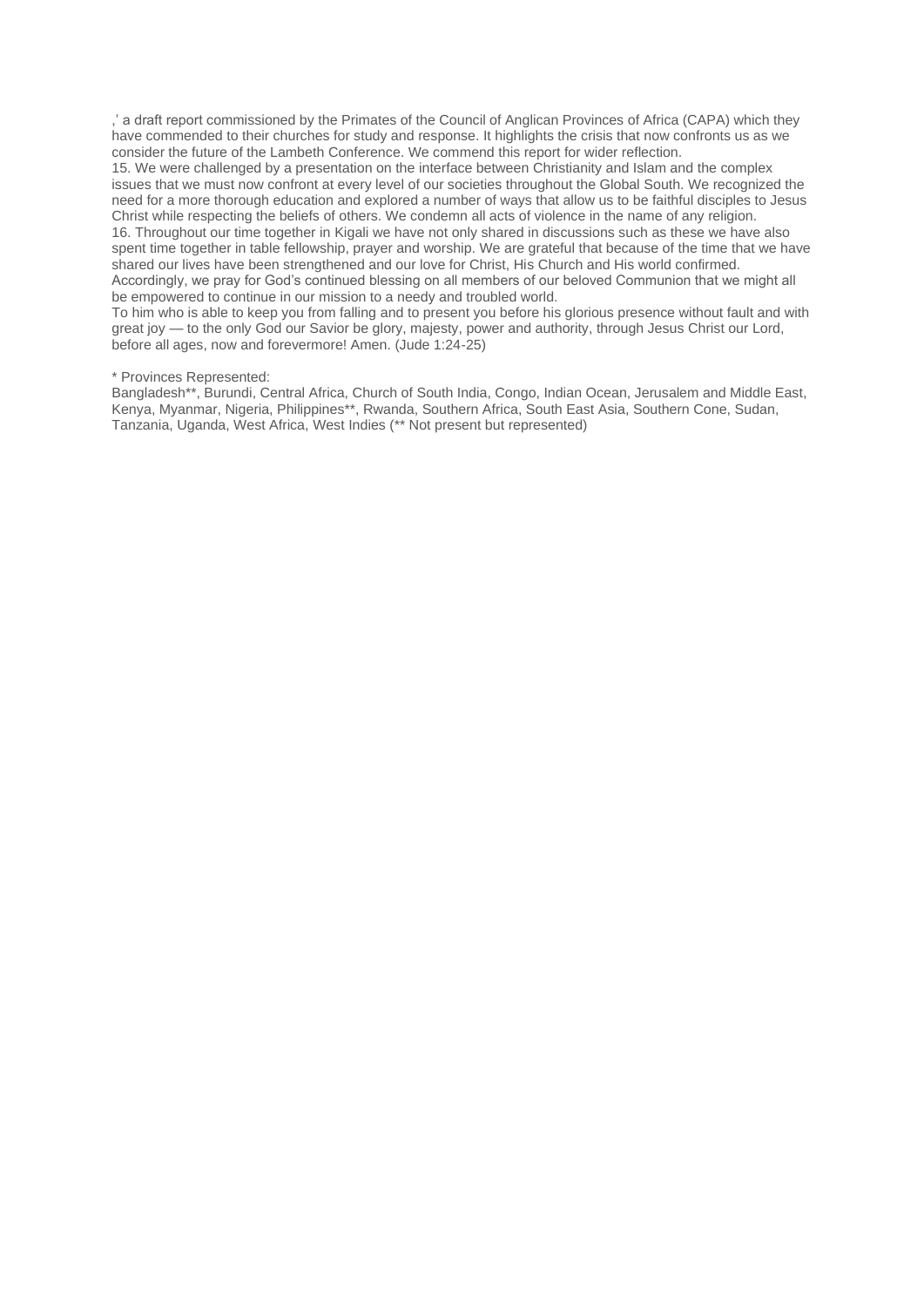,' a draft report commissioned by the Primates of the Council of Anglican Provinces of Africa (CAPA) which they have commended to their churches for study and response. It highlights the crisis that now confronts us as we consider the future of the Lambeth Conference. We commend this report for wider reflection.

15. We were challenged by a presentation on the interface between Christianity and Islam and the complex issues that we must now confront at every level of our societies throughout the Global South. We recognized the need for a more thorough education and explored a number of ways that allow us to be faithful disciples to Jesus Christ while respecting the beliefs of others. We condemn all acts of violence in the name of any religion.

16. Throughout our time together in Kigali we have not only shared in discussions such as these we have also spent time together in table fellowship, prayer and worship. We are grateful that because of the time that we have shared our lives have been strengthened and our love for Christ, His Church and His world confirmed. Accordingly, we pray for God's continued blessing on all members of our beloved Communion that we might all be empowered to continue in our mission to a needy and troubled world.

To him who is able to keep you from falling and to present you before his glorious presence without fault and with great joy — to the only God our Savior be glory, majesty, power and authority, through Jesus Christ our Lord, before all ages, now and forevermore! Amen. (Jude 1:24-25)

* Provinces Represented:
Bangladesh**, Burundi, Central Africa, Church of South India, Congo, Indian Ocean, Jerusalem and Middle East, Kenya, Myanmar, Nigeria, Philippines**, Rwanda, Southern Africa, South East Asia, Southern Cone, Sudan, Tanzania, Uganda, West Africa, West Indies (** Not present but represented)